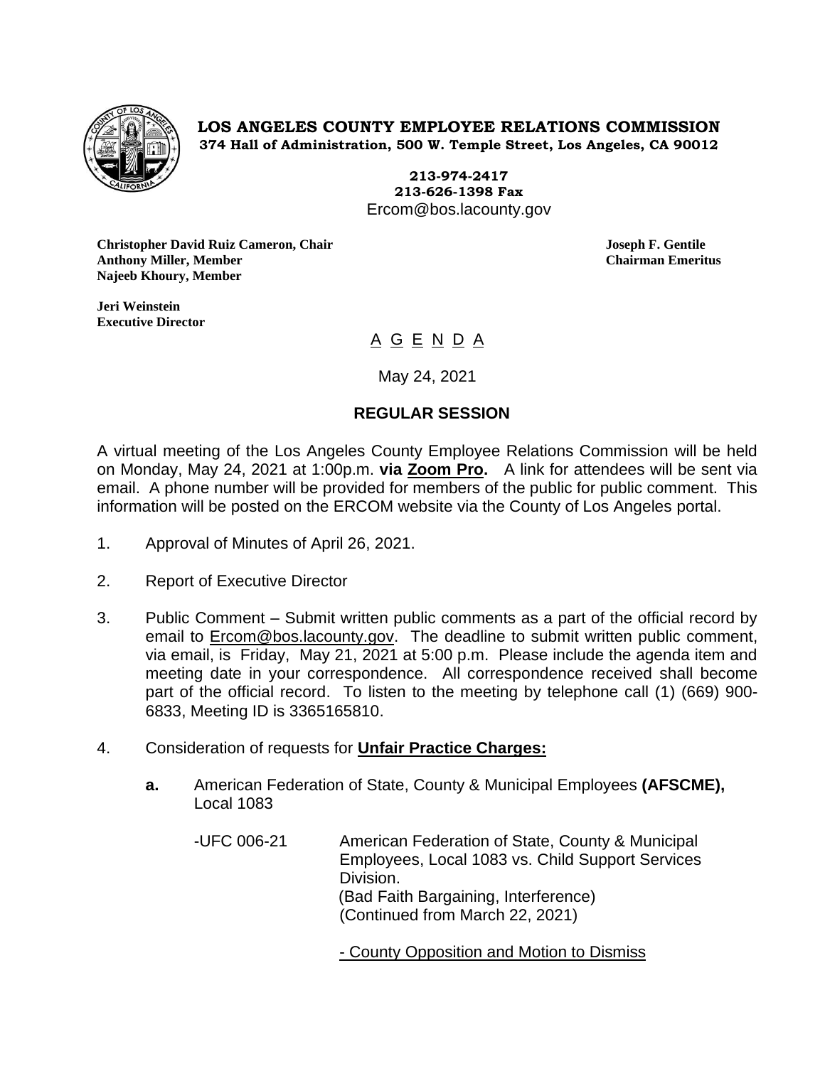**LOS ANGELES COUNTY EMPLOYEE RELATIONS COMMISSION**
**374 Hall of Administration, 500 W. Temple Street, Los Angeles, CA 90012**

**213-974-2417**
**213-626-1398 Fax**
Ercom@bos.lacounty.gov

**Christopher David Ruiz Cameron, Chair**
**Anthony Miller, Member**
**Najeeb Khoury, Member**

**Joseph F. Gentile**
**Chairman Emeritus**

**Jeri Weinstein**
**Executive Director**

# A G E N D A

May 24, 2021

## REGULAR SESSION

A virtual meeting of the Los Angeles County Employee Relations Commission will be held on Monday, May 24, 2021 at 1:00p.m. **via Zoom Pro.** A link for attendees will be sent via email. A phone number will be provided for members of the public for public comment. This information will be posted on the ERCOM website via the County of Los Angeles portal.

1. Approval of Minutes of April 26, 2021.

2. Report of Executive Director

3. Public Comment – Submit written public comments as a part of the official record by email to Ercom@bos.lacounty.gov. The deadline to submit written public comment, via email, is Friday, May 21, 2021 at 5:00 p.m. Please include the agenda item and meeting date in your correspondence. All correspondence received shall become part of the official record. To listen to the meeting by telephone call (1) (669) 900-6833, Meeting ID is 3365165810.

4. Consideration of requests for **Unfair Practice Charges:**

   **a.** American Federation of State, County & Municipal Employees **(AFSCME),** Local 1083

   -UFC 006-21 American Federation of State, County & Municipal Employees, Local 1083 vs. Child Support Services Division.
   (Bad Faith Bargaining, Interference)
   (Continued from March 22, 2021)

   - County Opposition and Motion to Dismiss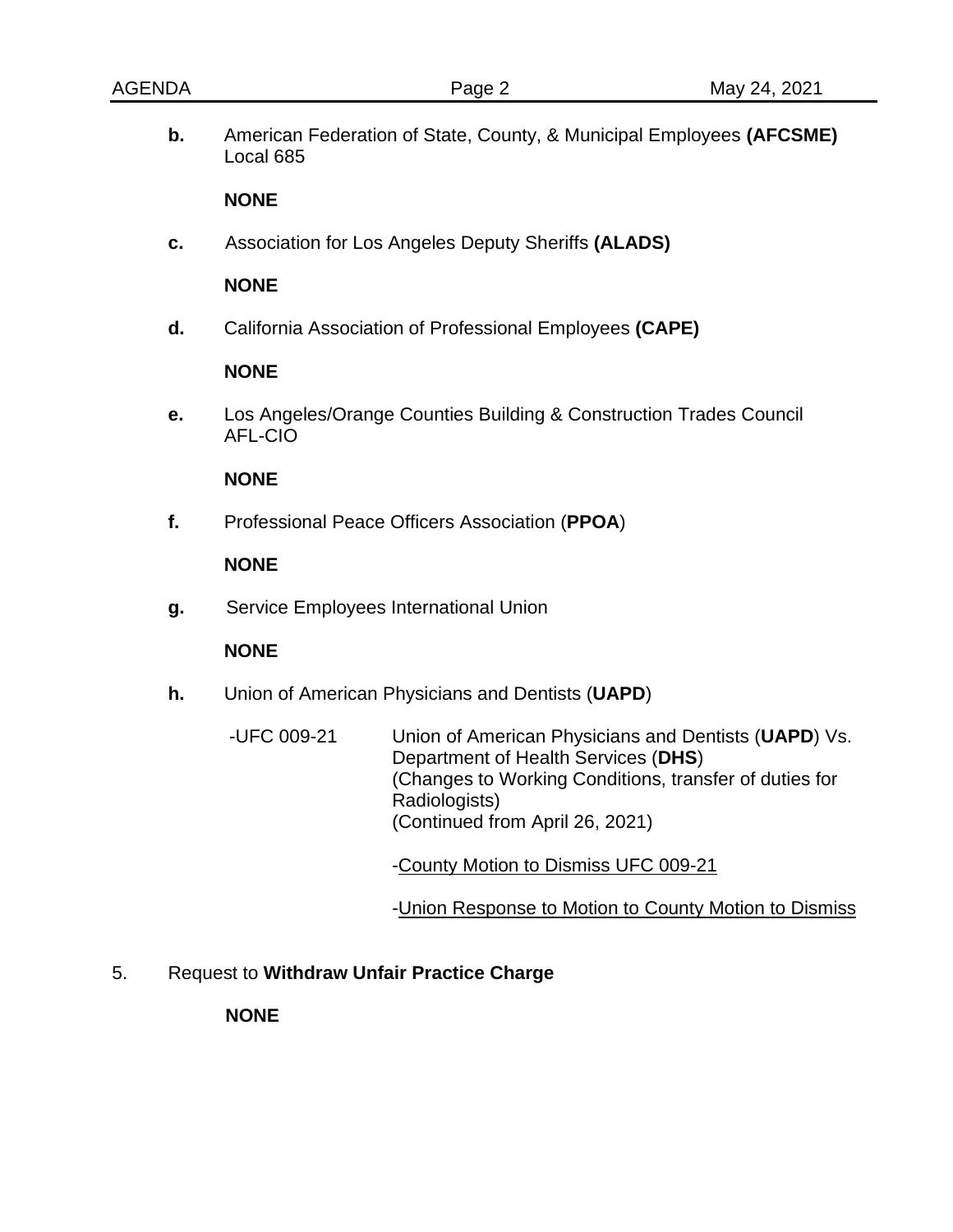**b.** American Federation of State, County, & Municipal Employees **(AFCSME)** Local 685

**NONE**

**c.** Association for Los Angeles Deputy Sheriffs **(ALADS)**

**NONE**

**d.** California Association of Professional Employees **(CAPE)**

**NONE**

**e.** Los Angeles/Orange Counties Building & Construction Trades Council AFL-CIO

**NONE**

**f.** Professional Peace Officers Association (**PPOA**)

**NONE**

**g.** Service Employees International Union

**NONE**

**h.** Union of American Physicians and Dentists (**UAPD**)

-UFC 009-21 Union of American Physicians and Dentists (**UAPD**) Vs. Department of Health Services (**DHS**)
(Changes to Working Conditions, transfer of duties for Radiologists)
(Continued from April 26, 2021)

-<u>County Motion to Dismiss UFC 009-21</u>

-<u>Union Response to Motion to County Motion to Dismiss</u>

5. Request to **Withdraw Unfair Practice Charge**

**NONE**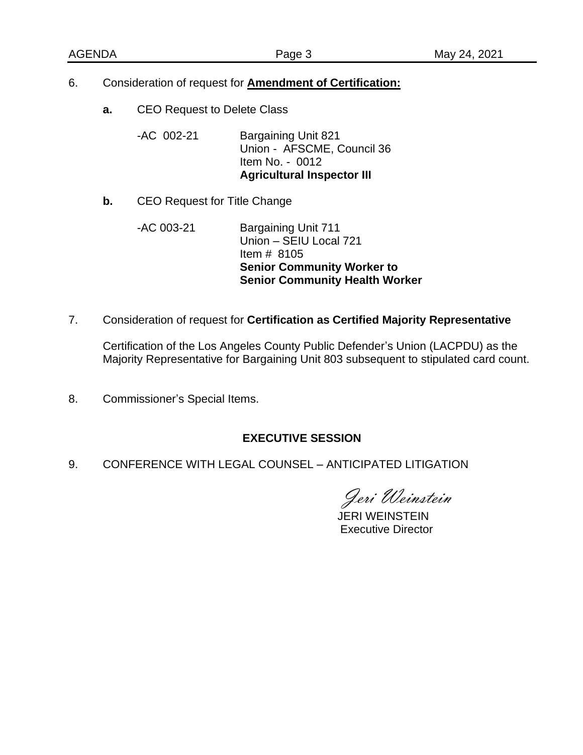6. Consideration of request for **Amendment of Certification:**

   **a.** CEO Request to Delete Class

   -AC 002-21 Bargaining Unit 821
   Union - AFSCME, Council 36
   Item No. - 0012
   **Agricultural Inspector III**

   **b.** CEO Request for Title Change

   -AC 003-21 Bargaining Unit 711
   Union – SEIU Local 721
   Item # 8105
   **Senior Community Worker to**
   **Senior Community Health Worker**

7. Consideration of request for **Certification as Certified Majority Representative**

   Certification of the Los Angeles County Public Defender's Union (LACPDU) as the Majority Representative for Bargaining Unit 803 subsequent to stipulated card count.

8. Commissioner's Special Items.

**EXECUTIVE SESSION**

9. CONFERENCE WITH LEGAL COUNSEL – ANTICIPATED LITIGATION

*Jeri Weinstein*

JERI WEINSTEIN
Executive Director